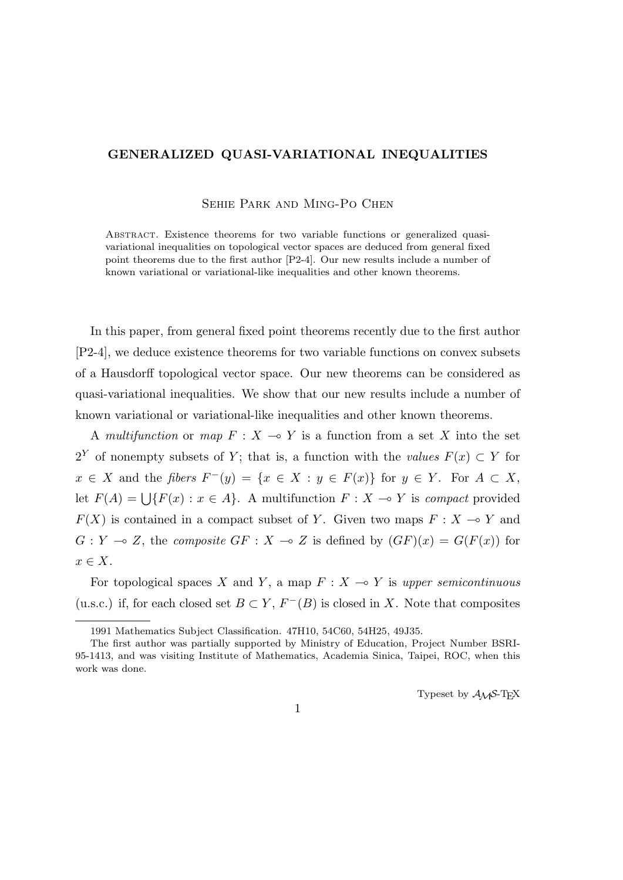# GENERALIZED QUASI-VARIATIONAL INEQUALITIES

Sehie Park and Ming-Po Chen

Abstract. Existence theorems for two variable functions or generalized quasi-variational inequalities on topological vector spaces are deduced from general fixed point theorems due to the first author [P2-4]. Our new results include a number of known variational or variational-like inequalities and other known theorems.

In this paper, from general fixed point theorems recently due to the first author [P2-4], we deduce existence theorems for two variable functions on convex subsets of a Hausdorff topological vector space. Our new theorems can be considered as quasi-variational inequalities. We show that our new results include a number of known variational or variational-like inequalities and other known theorems.

A *multifunction* or *map* $F : X \multimap Y$ is a function from a set $X$ into the set $2^Y$ of nonempty subsets of $Y$; that is, a function with the *values* $F(x) \subset Y$ for $x \in X$ and the *fibers* $F^-(y) = \{x \in X : y \in F(x)\}$ for $y \in Y$. For $A \subset X$, let $F(A) = \bigcup\{F(x) : x \in A\}$. A multifunction $F : X \multimap Y$ is *compact* provided $F(X)$ is contained in a compact subset of $Y$. Given two maps $F : X \multimap Y$ and $G : Y \multimap Z$, the *composite* $GF : X \multimap Z$ is defined by $(GF)(x) = G(F(x))$ for $x \in X$.

For topological spaces $X$ and $Y$, a map $F : X \multimap Y$ is *upper semicontinuous* (u.s.c.) if, for each closed set $B \subset Y$, $F^-(B)$ is closed in $X$. Note that composites

---

1991 Mathematics Subject Classification. 47H10, 54C60, 54H25, 49J35.

The first author was partially supported by Ministry of Education, Project Number BSRI-95-1413, and was visiting Institute of Mathematics, Academia Sinica, Taipei, ROC, when this work was done.

Typeset by $\mathcal{A}\mathcal{M}\mathcal{S}$-TEX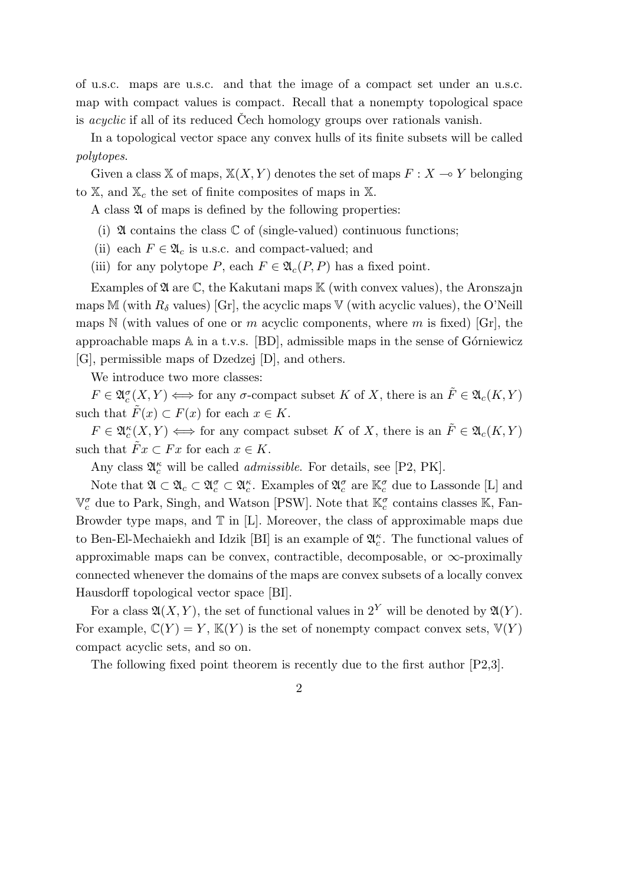of u.s.c. maps are u.s.c. and that the image of a compact set under an u.s.c. map with compact values is compact. Recall that a nonempty topological space is *acyclic* if all of its reduced Čech homology groups over rationals vanish.

In a topological vector space any convex hulls of its finite subsets will be called *polytopes*.

Given a class $\mathbb{X}$ of maps, $\mathbb{X}(X, Y)$ denotes the set of maps $F : X \multimap Y$ belonging to $\mathbb{X}$, and $\mathbb{X}_c$ the set of finite composites of maps in $\mathbb{X}$.

A class $\mathfrak{A}$ of maps is defined by the following properties:

(i) $\mathfrak{A}$ contains the class $\mathbb{C}$ of (single-valued) continuous functions;

(ii) each $F \in \mathfrak{A}_c$ is u.s.c. and compact-valued; and

(iii) for any polytope $P$, each $F \in \mathfrak{A}_c(P, P)$ has a fixed point.

Examples of $\mathfrak{A}$ are $\mathbb{C}$, the Kakutani maps $\mathbb{K}$ (with convex values), the Aronszajn maps $\mathbb{M}$ (with $R_\delta$ values) [Gr], the acyclic maps $\mathbb{V}$ (with acyclic values), the O'Neill maps $\mathbb{N}$ (with values of one or $m$ acyclic components, where $m$ is fixed) [Gr], the approachable maps $\mathbb{A}$ in a t.v.s. [BD], admissible maps in the sense of Górniewicz [G], permissible maps of Dzedzej [D], and others.

We introduce two more classes:

$F \in \mathfrak{A}_c^\sigma(X, Y) \Longleftrightarrow$ for any $\sigma$-compact subset $K$ of $X$, there is an $\tilde{F} \in \mathfrak{A}_c(K, Y)$ such that $\tilde{F}(x) \subset F(x)$ for each $x \in K$.

$F \in \mathfrak{A}_c^\kappa(X, Y) \Longleftrightarrow$ for any compact subset $K$ of $X$, there is an $\tilde{F} \in \mathfrak{A}_c(K, Y)$ such that $\tilde{F}x \subset Fx$ for each $x \in K$.

Any class $\mathfrak{A}_c^\kappa$ will be called *admissible*. For details, see [P2, PK].

Note that $\mathfrak{A} \subset \mathfrak{A}_c \subset \mathfrak{A}_c^\sigma \subset \mathfrak{A}_c^\kappa$. Examples of $\mathfrak{A}_c^\sigma$ are $\mathbb{K}_c^\sigma$ due to Lassonde [L] and $\mathbb{V}_c^\sigma$ due to Park, Singh, and Watson [PSW]. Note that $\mathbb{K}_c^\sigma$ contains classes $\mathbb{K}$, Fan-Browder type maps, and $\mathbb{T}$ in [L]. Moreover, the class of approximable maps due to Ben-El-Mechaiekh and Idzik [BI] is an example of $\mathfrak{A}_c^\kappa$. The functional values of approximable maps can be convex, contractible, decomposable, or $\infty$-proximally connected whenever the domains of the maps are convex subsets of a locally convex Hausdorff topological vector space [BI].

For a class $\mathfrak{A}(X, Y)$, the set of functional values in $2^Y$ will be denoted by $\mathfrak{A}(Y)$. For example, $\mathbb{C}(Y) = Y$, $\mathbb{K}(Y)$ is the set of nonempty compact convex sets, $\mathbb{V}(Y)$ compact acyclic sets, and so on.

The following fixed point theorem is recently due to the first author [P2,3].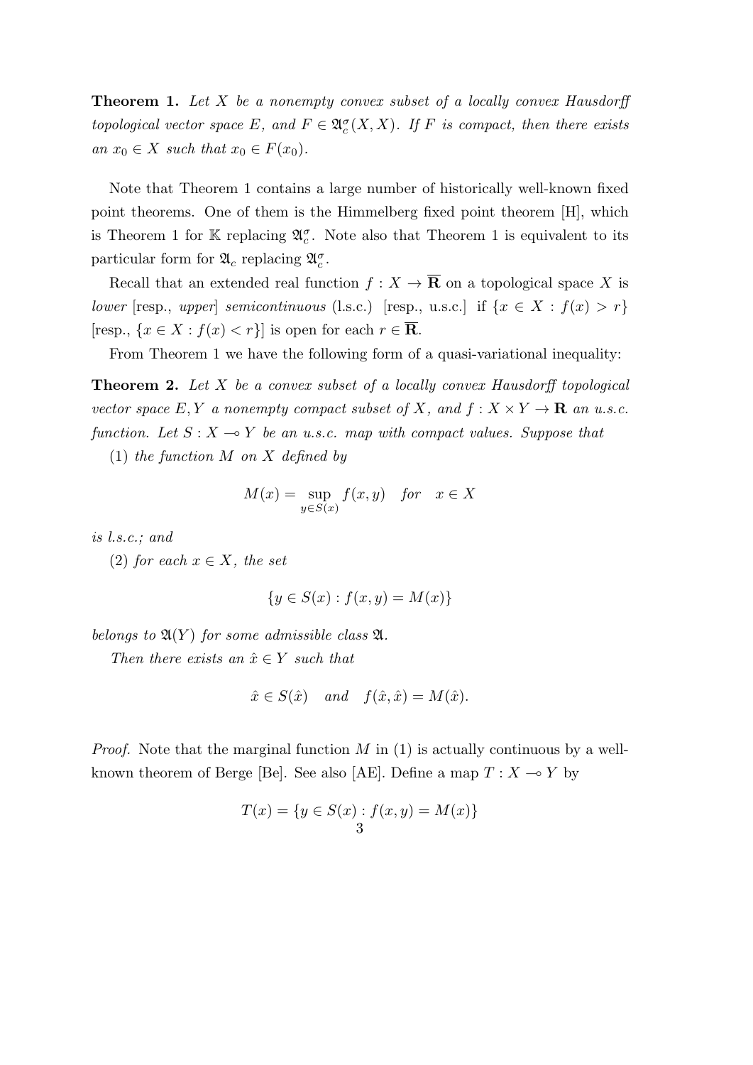**Theorem 1.** *Let $X$ be a nonempty convex subset of a locally convex Hausdorff topological vector space $E$, and $F \in \mathfrak{A}_c^\sigma(X, X)$. If $F$ is compact, then there exists an $x_0 \in X$ such that $x_0 \in F(x_0)$.*

Note that Theorem 1 contains a large number of historically well-known fixed point theorems. One of them is the Himmelberg fixed point theorem [H], which is Theorem 1 for $\mathbb{K}$ replacing $\mathfrak{A}_c^\sigma$. Note also that Theorem 1 is equivalent to its particular form for $\mathfrak{A}_c$ replacing $\mathfrak{A}_c^\sigma$.

Recall that an extended real function $f : X \to \overline{\mathbf{R}}$ on a topological space $X$ is *lower* [resp., *upper*] *semicontinuous* (l.s.c.) [resp., u.s.c.] if $\{x \in X : f(x) > r\}$ [resp., $\{x \in X : f(x) < r\}$] is open for each $r \in \overline{\mathbf{R}}$.

From Theorem 1 we have the following form of a quasi-variational inequality:

**Theorem 2.** *Let $X$ be a convex subset of a locally convex Hausdorff topological vector space $E, Y$ a nonempty compact subset of $X$, and $f : X \times Y \to \mathbf{R}$ an u.s.c. function. Let $S : X \multimap Y$ be an u.s.c. map with compact values. Suppose that*

*(1) the function $M$ on $X$ defined by*

$$M(x) = \sup_{y \in S(x)} f(x, y) \quad \text{for} \quad x \in X$$

*is l.s.c.; and*

*(2) for each $x \in X$, the set*

$$\{y \in S(x) : f(x, y) = M(x)\}$$

*belongs to $\mathfrak{A}(Y)$ for some admissible class $\mathfrak{A}$.*

*Then there exists an $\hat{x} \in Y$ such that*

$$\hat{x} \in S(\hat{x}) \quad \text{and} \quad f(\hat{x}, \hat{x}) = M(\hat{x}).$$

*Proof.* Note that the marginal function $M$ in (1) is actually continuous by a well-known theorem of Berge [Be]. See also [AE]. Define a map $T : X \multimap Y$ by

$$T(x) = \{y \in S(x) : f(x, y) = M(x)\}$$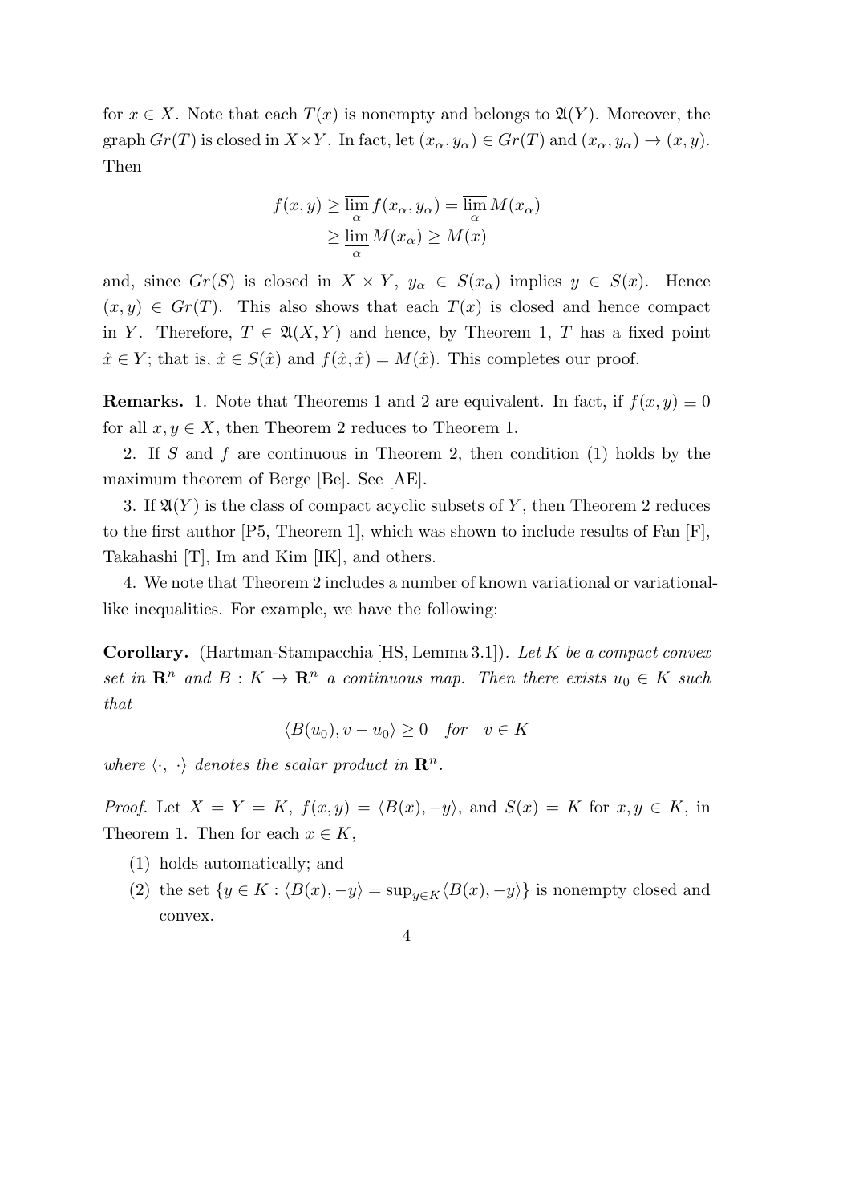for $x \in X$. Note that each $T(x)$ is nonempty and belongs to $\mathfrak{A}(Y)$. Moreover, the graph $Gr(T)$ is closed in $X \times Y$. In fact, let $(x_\alpha, y_\alpha) \in Gr(T)$ and $(x_\alpha, y_\alpha) \to (x, y)$. Then

$$
\begin{aligned}
f(x,y) &\geq \overline{\lim_\alpha} f(x_\alpha, y_\alpha) = \overline{\lim_\alpha} M(x_\alpha) \\
&\geq \underline{\lim_\alpha} M(x_\alpha) \geq M(x)
\end{aligned}
$$

and, since $Gr(S)$ is closed in $X \times Y$, $y_\alpha \in S(x_\alpha)$ implies $y \in S(x)$. Hence $(x, y) \in Gr(T)$. This also shows that each $T(x)$ is closed and hence compact in $Y$. Therefore, $T \in \mathfrak{A}(X, Y)$ and hence, by Theorem 1, $T$ has a fixed point $\hat{x} \in Y$; that is, $\hat{x} \in S(\hat{x})$ and $f(\hat{x}, \hat{x}) = M(\hat{x})$. This completes our proof.

**Remarks.** 1. Note that Theorems 1 and 2 are equivalent. In fact, if $f(x, y) \equiv 0$ for all $x, y \in X$, then Theorem 2 reduces to Theorem 1.

2. If $S$ and $f$ are continuous in Theorem 2, then condition (1) holds by the maximum theorem of Berge [Be]. See [AE].

3. If $\mathfrak{A}(Y)$ is the class of compact acyclic subsets of $Y$, then Theorem 2 reduces to the first author [P5, Theorem 1], which was shown to include results of Fan [F], Takahashi [T], Im and Kim [IK], and others.

4. We note that Theorem 2 includes a number of known variational or variational-like inequalities. For example, we have the following:

**Corollary.** (Hartman-Stampacchia [HS, Lemma 3.1]). *Let $K$ be a compact convex set in $\mathbf{R}^n$ and $B : K \to \mathbf{R}^n$ a continuous map. Then there exists $u_0 \in K$ such that*

$$\langle B(u_0), v - u_0 \rangle \geq 0 \quad \textit{for} \quad v \in K$$

*where $\langle \cdot, \cdot \rangle$ denotes the scalar product in $\mathbf{R}^n$.*

*Proof.* Let $X = Y = K$, $f(x, y) = \langle B(x), -y \rangle$, and $S(x) = K$ for $x, y \in K$, in Theorem 1. Then for each $x \in K$,

(1) holds automatically; and

(2) the set $\{y \in K : \langle B(x), -y \rangle = \sup_{y \in K} \langle B(x), -y \rangle\}$ is nonempty closed and convex.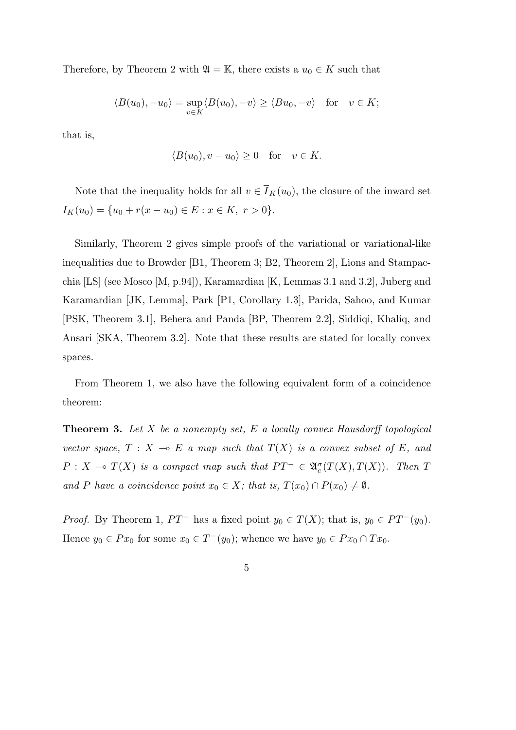Therefore, by Theorem 2 with $\mathfrak{A} = \mathbb{K}$, there exists a $u_0 \in K$ such that

$$\langle B(u_0), -u_0 \rangle = \sup_{v \in K} \langle B(u_0), -v \rangle \geq \langle Bu_0, -v \rangle \quad \text{for} \quad v \in K;$$

that is,

$$\langle B(u_0), v - u_0 \rangle \geq 0 \quad \text{for} \quad v \in K.$$

Note that the inequality holds for all $v \in \overline{I}_K(u_0)$, the closure of the inward set $I_K(u_0) = \{u_0 + r(x - u_0) \in E : x \in K,\ r > 0\}$.

Similarly, Theorem 2 gives simple proofs of the variational or variational-like inequalities due to Browder [B1, Theorem 3; B2, Theorem 2], Lions and Stampacchia [LS] (see Mosco [M, p.94]), Karamardian [K, Lemmas 3.1 and 3.2], Juberg and Karamardian [JK, Lemma], Park [P1, Corollary 1.3], Parida, Sahoo, and Kumar [PSK, Theorem 3.1], Behera and Panda [BP, Theorem 2.2], Siddiqi, Khaliq, and Ansari [SKA, Theorem 3.2]. Note that these results are stated for locally convex spaces.

From Theorem 1, we also have the following equivalent form of a coincidence theorem:

**Theorem 3.** *Let $X$ be a nonempty set, $E$ a locally convex Hausdorff topological vector space, $T : X \multimap E$ a map such that $T(X)$ is a convex subset of $E$, and $P : X \multimap T(X)$ is a compact map such that $PT^- \in \mathfrak{A}_c^\sigma(T(X), T(X))$. Then $T$ and $P$ have a coincidence point $x_0 \in X$; that is, $T(x_0) \cap P(x_0) \neq \emptyset$.*

*Proof.* By Theorem 1, $PT^-$ has a fixed point $y_0 \in T(X)$; that is, $y_0 \in PT^-(y_0)$. Hence $y_0 \in Px_0$ for some $x_0 \in T^-(y_0)$; whence we have $y_0 \in Px_0 \cap Tx_0$.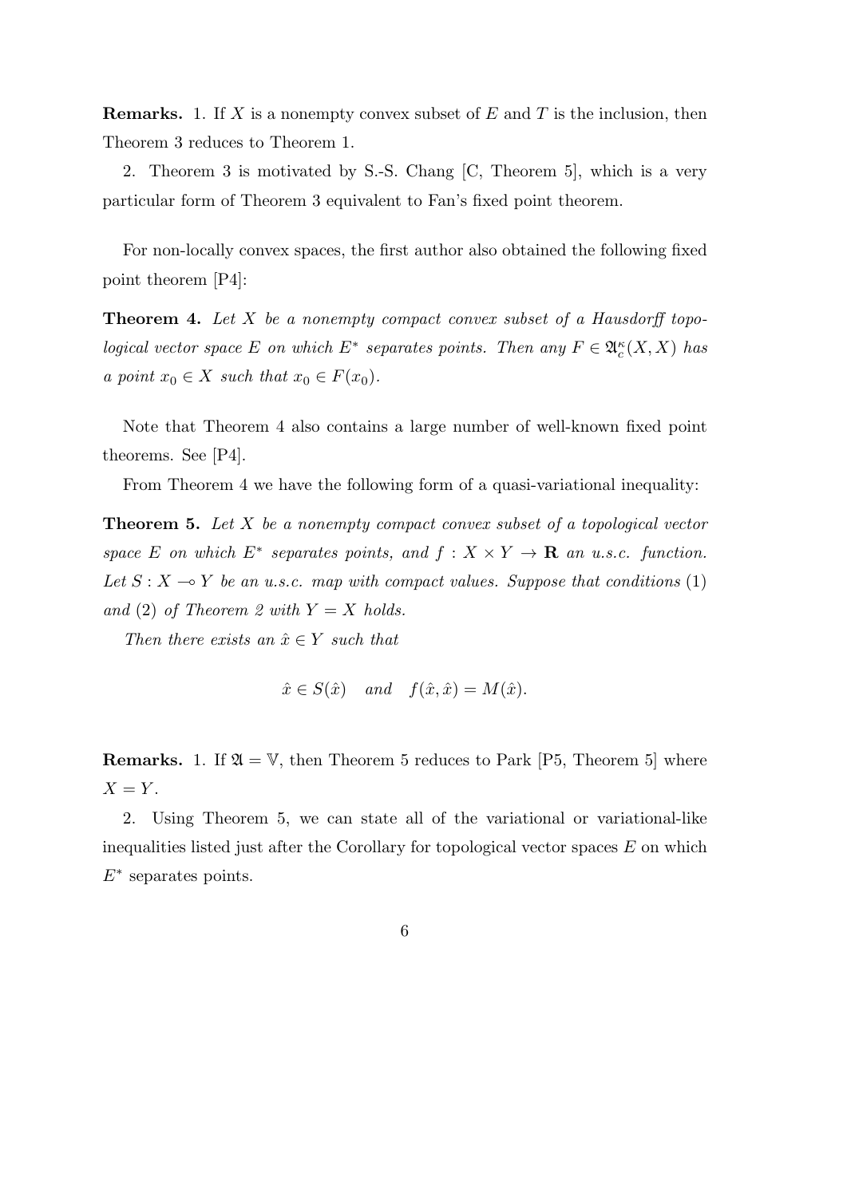**Remarks.** 1. If $X$ is a nonempty convex subset of $E$ and $T$ is the inclusion, then Theorem 3 reduces to Theorem 1.

2. Theorem 3 is motivated by S.-S. Chang [C, Theorem 5], which is a very particular form of Theorem 3 equivalent to Fan's fixed point theorem.

For non-locally convex spaces, the first author also obtained the following fixed point theorem [P4]:

**Theorem 4.** *Let $X$ be a nonempty compact convex subset of a Hausdorff topological vector space $E$ on which $E^*$ separates points. Then any $F \in \mathfrak{A}_c^\kappa(X, X)$ has a point $x_0 \in X$ such that $x_0 \in F(x_0)$.*

Note that Theorem 4 also contains a large number of well-known fixed point theorems. See [P4].

From Theorem 4 we have the following form of a quasi-variational inequality:

**Theorem 5.** *Let $X$ be a nonempty compact convex subset of a topological vector space $E$ on which $E^*$ separates points, and $f : X \times Y \to \mathbf{R}$ an u.s.c. function. Let $S : X \multimap Y$ be an u.s.c. map with compact values. Suppose that conditions (1) and (2) of Theorem 2 with $Y = X$ holds.*

*Then there exists an $\hat{x} \in Y$ such that*

$$\hat{x} \in S(\hat{x}) \quad \text{and} \quad f(\hat{x}, \hat{x}) = M(\hat{x}).$$

**Remarks.** 1. If $\mathfrak{A} = \mathbb{V}$, then Theorem 5 reduces to Park [P5, Theorem 5] where $X = Y$.

2. Using Theorem 5, we can state all of the variational or variational-like inequalities listed just after the Corollary for topological vector spaces $E$ on which $E^*$ separates points.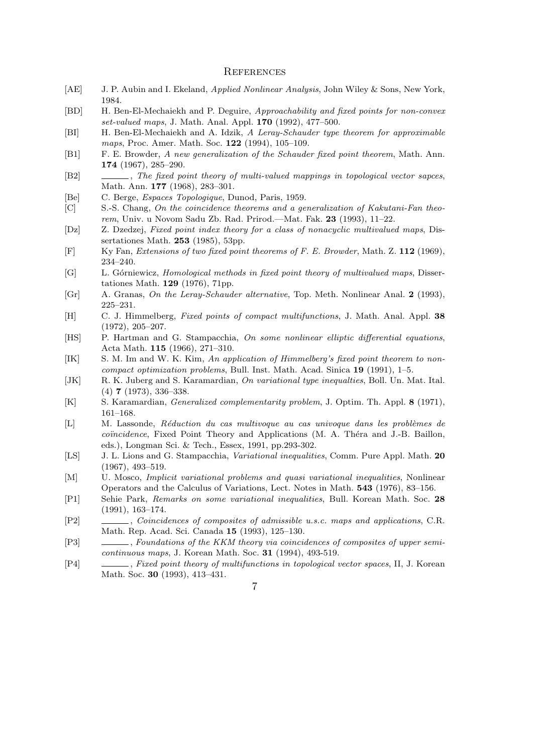# References

[AE] J. P. Aubin and I. Ekeland, *Applied Nonlinear Analysis*, John Wiley & Sons, New York, 1984.

[BD] H. Ben-El-Mechaiekh and P. Deguire, *Approachability and fixed points for non-convex set-valued maps*, J. Math. Anal. Appl. **170** (1992), 477–500.

[BI] H. Ben-El-Mechaiekh and A. Idzik, *A Leray-Schauder type theorem for approximable maps*, Proc. Amer. Math. Soc. **122** (1994), 105–109.

[B1] F. E. Browder, *A new generalization of the Schauder fixed point theorem*, Math. Ann. **174** (1967), 285–290.

[B2] ______, *The fixed point theory of multi-valued mappings in topological vector sapces*, Math. Ann. **177** (1968), 283–301.

[Be] C. Berge, *Espaces Topologique*, Dunod, Paris, 1959.

[C] S.-S. Chang, *On the coincidence theorems and a generalization of Kakutani-Fan theorem*, Univ. u Novom Sadu Zb. Rad. Prirod.—Mat. Fak. **23** (1993), 11–22.

[Dz] Z. Dzedzej, *Fixed point index theory for a class of nonacyclic multivalued maps*, Dissertationes Math. **253** (1985), 53pp.

[F] Ky Fan, *Extensions of two fixed point theorems of F. E. Browder*, Math. Z. **112** (1969), 234–240.

[G] L. Górniewicz, *Homological methods in fixed point theory of multivalued maps*, Dissertationes Math. **129** (1976), 71pp.

[Gr] A. Granas, *On the Leray-Schauder alternative*, Top. Meth. Nonlinear Anal. **2** (1993), 225–231.

[H] C. J. Himmelberg, *Fixed points of compact multifunctions*, J. Math. Anal. Appl. **38** (1972), 205–207.

[HS] P. Hartman and G. Stampacchia, *On some nonlinear elliptic differential equations*, Acta Math. **115** (1966), 271–310.

[IK] S. M. Im and W. K. Kim, *An application of Himmelberg's fixed point theorem to noncompact optimization problems*, Bull. Inst. Math. Acad. Sinica **19** (1991), 1–5.

[JK] R. K. Juberg and S. Karamardian, *On variational type inequalties*, Boll. Un. Mat. Ital. (4) **7** (1973), 336–338.

[K] S. Karamardian, *Generalized complementarity problem*, J. Optim. Th. Appl. **8** (1971), 161–168.

[L] M. Lassonde, *Réduction du cas multivoque au cas univoque dans les problèmes de coïncidence*, Fixed Point Theory and Applications (M. A. Théra and J.-B. Baillon, eds.), Longman Sci. & Tech., Essex, 1991, pp.293-302.

[LS] J. L. Lions and G. Stampacchia, *Variational inequalities*, Comm. Pure Appl. Math. **20** (1967), 493–519.

[M] U. Mosco, *Implicit variational problems and quasi variational inequalities*, Nonlinear Operators and the Calculus of Variations, Lect. Notes in Math. **543** (1976), 83–156.

[P1] Sehie Park, *Remarks on some variational inequalities*, Bull. Korean Math. Soc. **28** (1991), 163–174.

[P2] ______, *Coincidences of composites of admissible u.s.c. maps and applications*, C.R. Math. Rep. Acad. Sci. Canada **15** (1993), 125–130.

[P3] ______, *Foundations of the KKM theory via coincidences of composites of upper semicontinuous maps*, J. Korean Math. Soc. **31** (1994), 493-519.

[P4] ______, *Fixed point theory of multifunctions in topological vector spaces*, II, J. Korean Math. Soc. **30** (1993), 413–431.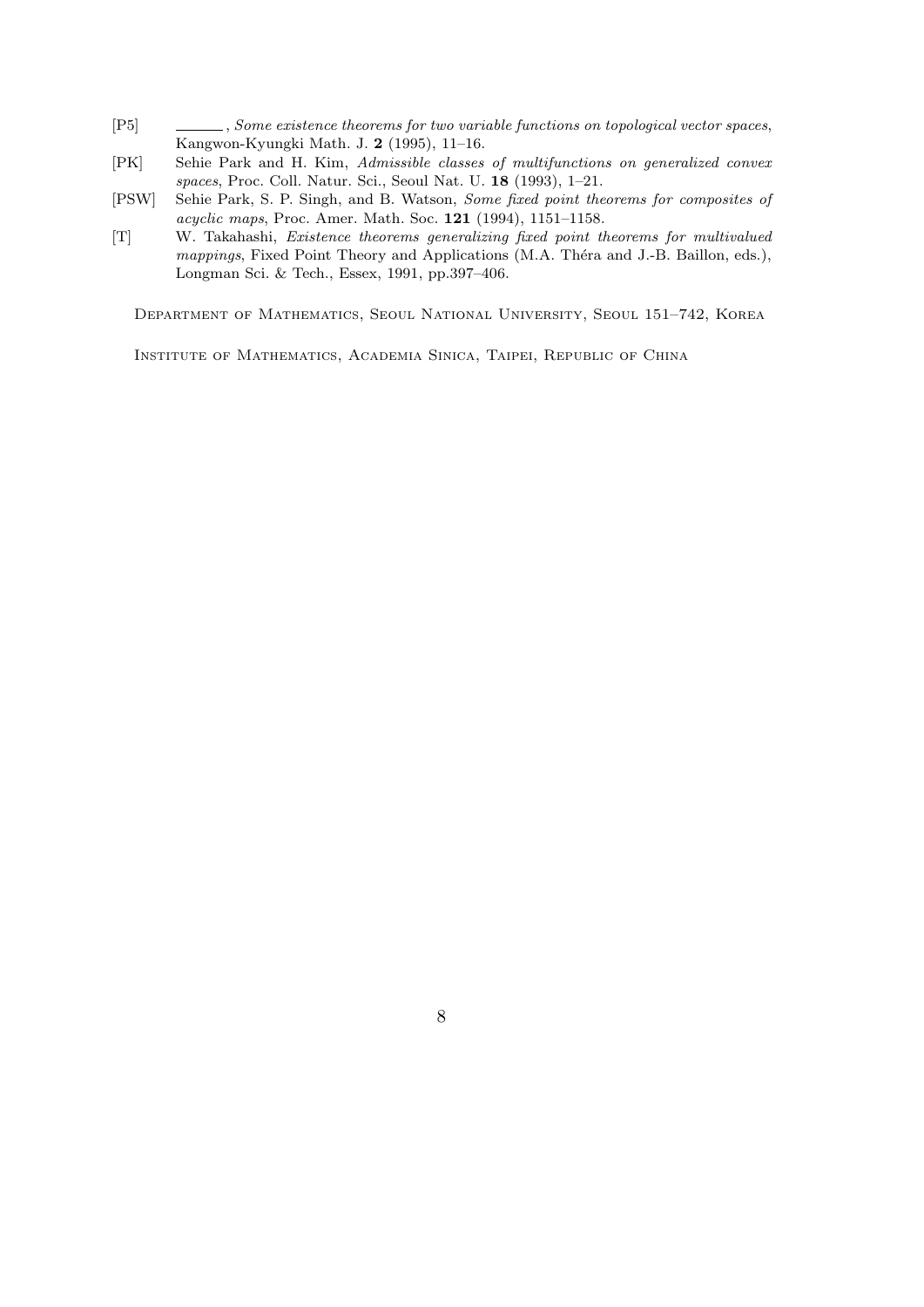[P5] ______, *Some existence theorems for two variable functions on topological vector spaces*, Kangwon-Kyungki Math. J. **2** (1995), 11–16.

[PK] Sehie Park and H. Kim, *Admissible classes of multifunctions on generalized convex spaces*, Proc. Coll. Natur. Sci., Seoul Nat. U. **18** (1993), 1–21.

[PSW] Sehie Park, S. P. Singh, and B. Watson, *Some fixed point theorems for composites of acyclic maps*, Proc. Amer. Math. Soc. **121** (1994), 1151–1158.

[T] W. Takahashi, *Existence theorems generalizing fixed point theorems for multivalued mappings*, Fixed Point Theory and Applications (M.A. Théra and J.-B. Baillon, eds.), Longman Sci. & Tech., Essex, 1991, pp.397–406.

Department of Mathematics, Seoul National University, Seoul 151–742, Korea

Institute of Mathematics, Academia Sinica, Taipei, Republic of China